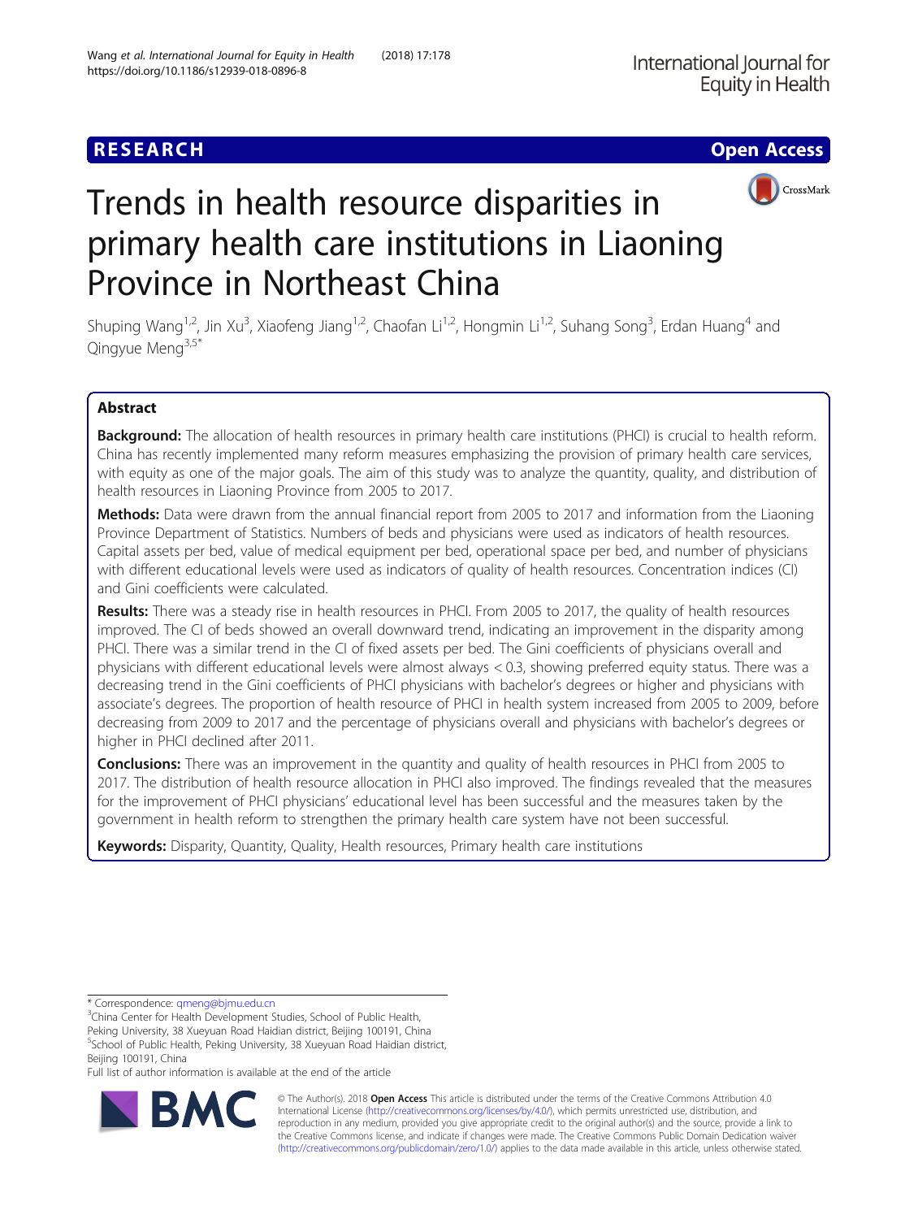RESEARCH

Open Access

# Trends in health resource disparities in primary health care institutions in Liaoning Province in Northeast China

Shuping Wang[1,2], Jin Xu[3], Xiaofeng Jiang[1,2], Chaofan Li[1,2], Hongmin Li[1,2], Suhang Song[3], Erdan Huang[4] and Qingyue Meng[3,5*]

## Abstract

**Background:** The allocation of health resources in primary health care institutions (PHCI) is crucial to health reform. China has recently implemented many reform measures emphasizing the provision of primary health care services, with equity as one of the major goals. The aim of this study was to analyze the quantity, quality, and distribution of health resources in Liaoning Province from 2005 to 2017.

**Methods:** Data were drawn from the annual financial report from 2005 to 2017 and information from the Liaoning Province Department of Statistics. Numbers of beds and physicians were used as indicators of health resources. Capital assets per bed, value of medical equipment per bed, operational space per bed, and number of physicians with different educational levels were used as indicators of quality of health resources. Concentration indices (CI) and Gini coefficients were calculated.

**Results:** There was a steady rise in health resources in PHCI. From 2005 to 2017, the quality of health resources improved. The CI of beds showed an overall downward trend, indicating an improvement in the disparity among PHCI. There was a similar trend in the CI of fixed assets per bed. The Gini coefficients of physicians overall and physicians with different educational levels were almost always < 0.3, showing preferred equity status. There was a decreasing trend in the Gini coefficients of PHCI physicians with bachelor's degrees or higher and physicians with associate's degrees. The proportion of health resource of PHCI in health system increased from 2005 to 2009, before decreasing from 2009 to 2017 and the percentage of physicians overall and physicians with bachelor's degrees or higher in PHCI declined after 2011.

**Conclusions:** There was an improvement in the quantity and quality of health resources in PHCI from 2005 to 2017. The distribution of health resource allocation in PHCI also improved. The findings revealed that the measures for the improvement of PHCI physicians' educational level has been successful and the measures taken by the government in health reform to strengthen the primary health care system have not been successful.

**Keywords:** Disparity, Quantity, Quality, Health resources, Primary health care institutions

---

* Correspondence: qmeng@bjmu.edu.cn

[3]China Center for Health Development Studies, School of Public Health, Peking University, 38 Xueyuan Road Haidian district, Beijing 100191, China

[5]School of Public Health, Peking University, 38 Xueyuan Road Haidian district, Beijing 100191, China

Full list of author information is available at the end of the article

© The Author(s). 2018 **Open Access** This article is distributed under the terms of the Creative Commons Attribution 4.0 International License (http://creativecommons.org/licenses/by/4.0/), which permits unrestricted use, distribution, and reproduction in any medium, provided you give appropriate credit to the original author(s) and the source, provide a link to the Creative Commons license, and indicate if changes were made. The Creative Commons Public Domain Dedication waiver (http://creativecommons.org/publicdomain/zero/1.0/) applies to the data made available in this article, unless otherwise stated.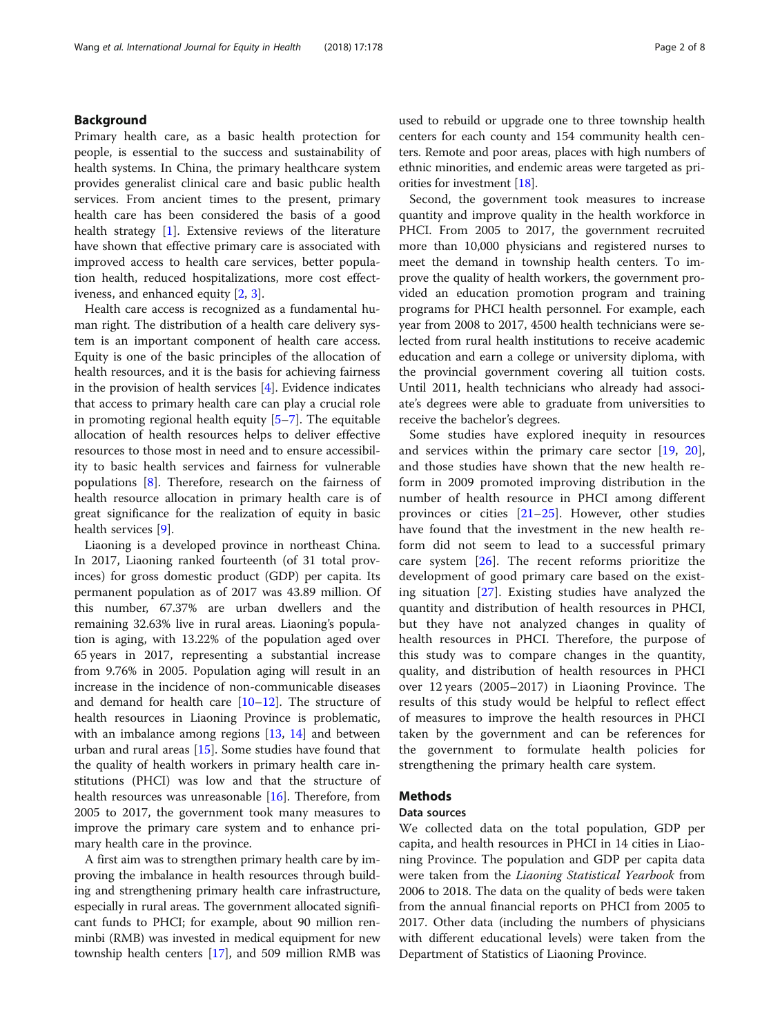## Background

Primary health care, as a basic health protection for people, is essential to the success and sustainability of health systems. In China, the primary healthcare system provides generalist clinical care and basic public health services. From ancient times to the present, primary health care has been considered the basis of a good health strategy [1]. Extensive reviews of the literature have shown that effective primary care is associated with improved access to health care services, better population health, reduced hospitalizations, more cost effectiveness, and enhanced equity [2, 3].

Health care access is recognized as a fundamental human right. The distribution of a health care delivery system is an important component of health care access. Equity is one of the basic principles of the allocation of health resources, and it is the basis for achieving fairness in the provision of health services [4]. Evidence indicates that access to primary health care can play a crucial role in promoting regional health equity [5–7]. The equitable allocation of health resources helps to deliver effective resources to those most in need and to ensure accessibility to basic health services and fairness for vulnerable populations [8]. Therefore, research on the fairness of health resource allocation in primary health care is of great significance for the realization of equity in basic health services [9].

Liaoning is a developed province in northeast China. In 2017, Liaoning ranked fourteenth (of 31 total provinces) for gross domestic product (GDP) per capita. Its permanent population as of 2017 was 43.89 million. Of this number, 67.37% are urban dwellers and the remaining 32.63% live in rural areas. Liaoning's population is aging, with 13.22% of the population aged over 65 years in 2017, representing a substantial increase from 9.76% in 2005. Population aging will result in an increase in the incidence of non-communicable diseases and demand for health care [10–12]. The structure of health resources in Liaoning Province is problematic, with an imbalance among regions [13, 14] and between urban and rural areas [15]. Some studies have found that the quality of health workers in primary health care institutions (PHCI) was low and that the structure of health resources was unreasonable [16]. Therefore, from 2005 to 2017, the government took many measures to improve the primary care system and to enhance primary health care in the province.

A first aim was to strengthen primary health care by improving the imbalance in health resources through building and strengthening primary health care infrastructure, especially in rural areas. The government allocated significant funds to PHCI; for example, about 90 million renminbi (RMB) was invested in medical equipment for new township health centers [17], and 509 million RMB was used to rebuild or upgrade one to three township health centers for each county and 154 community health centers. Remote and poor areas, places with high numbers of ethnic minorities, and endemic areas were targeted as priorities for investment [18].

Second, the government took measures to increase quantity and improve quality in the health workforce in PHCI. From 2005 to 2017, the government recruited more than 10,000 physicians and registered nurses to meet the demand in township health centers. To improve the quality of health workers, the government provided an education promotion program and training programs for PHCI health personnel. For example, each year from 2008 to 2017, 4500 health technicians were selected from rural health institutions to receive academic education and earn a college or university diploma, with the provincial government covering all tuition costs. Until 2011, health technicians who already had associate's degrees were able to graduate from universities to receive the bachelor's degrees.

Some studies have explored inequity in resources and services within the primary care sector [19, 20], and those studies have shown that the new health reform in 2009 promoted improving distribution in the number of health resource in PHCI among different provinces or cities [21–25]. However, other studies have found that the investment in the new health reform did not seem to lead to a successful primary care system [26]. The recent reforms prioritize the development of good primary care based on the existing situation [27]. Existing studies have analyzed the quantity and distribution of health resources in PHCI, but they have not analyzed changes in quality of health resources in PHCI. Therefore, the purpose of this study was to compare changes in the quantity, quality, and distribution of health resources in PHCI over 12 years (2005–2017) in Liaoning Province. The results of this study would be helpful to reflect effect of measures to improve the health resources in PHCI taken by the government and can be references for the government to formulate health policies for strengthening the primary health care system.

## Methods

### Data sources

We collected data on the total population, GDP per capita, and health resources in PHCI in 14 cities in Liaoning Province. The population and GDP per capita data were taken from the *Liaoning Statistical Yearbook* from 2006 to 2018. The data on the quality of beds were taken from the annual financial reports on PHCI from 2005 to 2017. Other data (including the numbers of physicians with different educational levels) were taken from the Department of Statistics of Liaoning Province.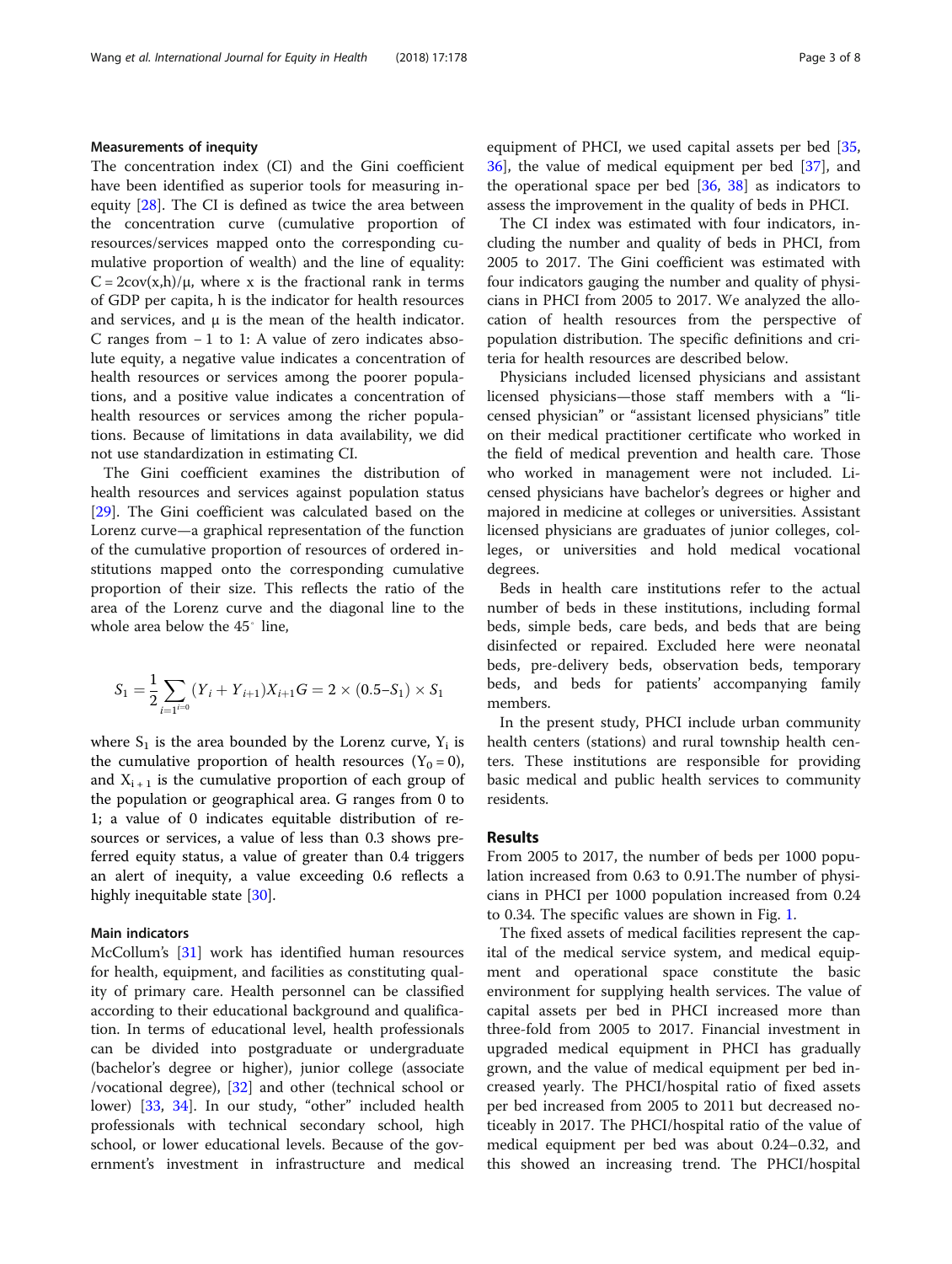### Measurements of inequity

The concentration index (CI) and the Gini coefficient have been identified as superior tools for measuring inequity [28]. The CI is defined as twice the area between the concentration curve (cumulative proportion of resources/services mapped onto the corresponding cumulative proportion of wealth) and the line of equality: $C = 2\text{cov}(x,h)/\mu$, where x is the fractional rank in terms of GDP per capita, h is the indicator for health resources and services, and μ is the mean of the health indicator. C ranges from − 1 to 1: A value of zero indicates absolute equity, a negative value indicates a concentration of health resources or services among the poorer populations, and a positive value indicates a concentration of health resources or services among the richer populations. Because of limitations in data availability, we did not use standardization in estimating CI.

The Gini coefficient examines the distribution of health resources and services against population status [29]. The Gini coefficient was calculated based on the Lorenz curve—a graphical representation of the function of the cumulative proportion of resources of ordered institutions mapped onto the corresponding cumulative proportion of their size. This reflects the ratio of the area of the Lorenz curve and the diagonal line to the whole area below the 45° line,

$$S_1 = \frac{1}{2}\sum_{i=1^{i=0}} (Y_i + Y_{i+1})X_{i+1} G = 2 \times (0.5 - S_1) \times S_1$$

where $S_1$ is the area bounded by the Lorenz curve, $Y_i$ is the cumulative proportion of health resources ($Y_0 = 0$), and $X_{i+1}$ is the cumulative proportion of each group of the population or geographical area. G ranges from 0 to 1; a value of 0 indicates equitable distribution of resources or services, a value of less than 0.3 shows preferred equity status, a value of greater than 0.4 triggers an alert of inequity, a value exceeding 0.6 reflects a highly inequitable state [30].

### Main indicators

McCollum's [31] work has identified human resources for health, equipment, and facilities as constituting quality of primary care. Health personnel can be classified according to their educational background and qualification. In terms of educational level, health professionals can be divided into postgraduate or undergraduate (bachelor's degree or higher), junior college (associate /vocational degree), [32] and other (technical school or lower) [33, 34]. In our study, "other" included health professionals with technical secondary school, high school, or lower educational levels. Because of the government's investment in infrastructure and medical equipment of PHCI, we used capital assets per bed [35, 36], the value of medical equipment per bed [37], and the operational space per bed [36, 38] as indicators to assess the improvement in the quality of beds in PHCI.

The CI index was estimated with four indicators, including the number and quality of beds in PHCI, from 2005 to 2017. The Gini coefficient was estimated with four indicators gauging the number and quality of physicians in PHCI from 2005 to 2017. We analyzed the allocation of health resources from the perspective of population distribution. The specific definitions and criteria for health resources are described below.

Physicians included licensed physicians and assistant licensed physicians—those staff members with a "licensed physician" or "assistant licensed physicians" title on their medical practitioner certificate who worked in the field of medical prevention and health care. Those who worked in management were not included. Licensed physicians have bachelor's degrees or higher and majored in medicine at colleges or universities. Assistant licensed physicians are graduates of junior colleges, colleges, or universities and hold medical vocational degrees.

Beds in health care institutions refer to the actual number of beds in these institutions, including formal beds, simple beds, care beds, and beds that are being disinfected or repaired. Excluded here were neonatal beds, pre-delivery beds, observation beds, temporary beds, and beds for patients' accompanying family members.

In the present study, PHCI include urban community health centers (stations) and rural township health centers. These institutions are responsible for providing basic medical and public health services to community residents.

## Results

From 2005 to 2017, the number of beds per 1000 population increased from 0.63 to 0.91.The number of physicians in PHCI per 1000 population increased from 0.24 to 0.34. The specific values are shown in Fig. 1.

The fixed assets of medical facilities represent the capital of the medical service system, and medical equipment and operational space constitute the basic environment for supplying health services. The value of capital assets per bed in PHCI increased more than three-fold from 2005 to 2017. Financial investment in upgraded medical equipment in PHCI has gradually grown, and the value of medical equipment per bed increased yearly. The PHCI/hospital ratio of fixed assets per bed increased from 2005 to 2011 but decreased noticeably in 2017. The PHCI/hospital ratio of the value of medical equipment per bed was about 0.24–0.32, and this showed an increasing trend. The PHCI/hospital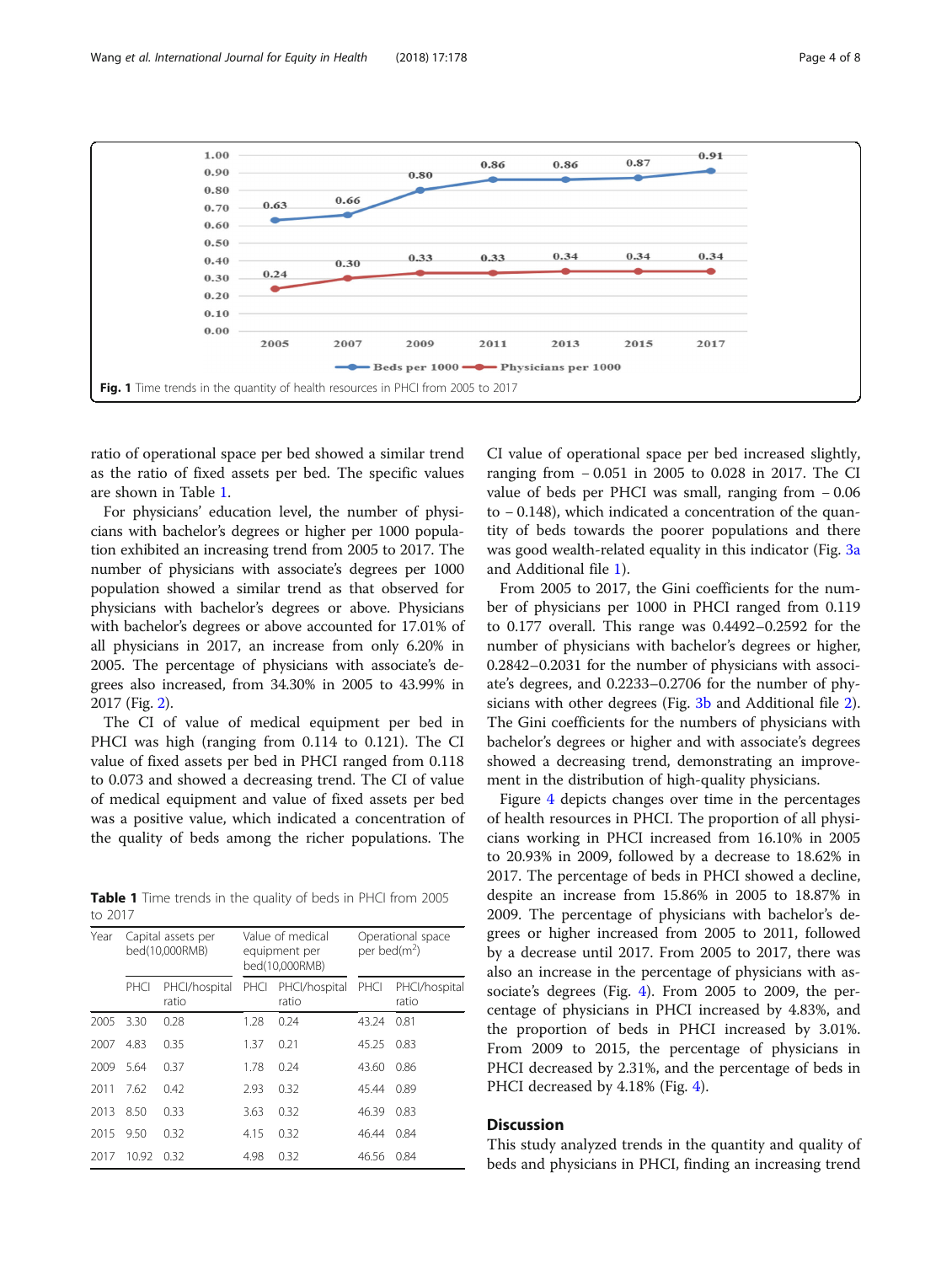Fig. 1 Time trends in the quantity of health resources in PHCI from 2005 to 2017

ratio of operational space per bed showed a similar trend as the ratio of fixed assets per bed. The specific values are shown in Table 1.

For physicians' education level, the number of physicians with bachelor's degrees or higher per 1000 population exhibited an increasing trend from 2005 to 2017. The number of physicians with associate's degrees per 1000 population showed a similar trend as that observed for physicians with bachelor's degrees or above. Physicians with bachelor's degrees or above accounted for 17.01% of all physicians in 2017, an increase from only 6.20% in 2005. The percentage of physicians with associate's degrees also increased, from 34.30% in 2005 to 43.99% in 2017 (Fig. 2).

The CI of value of medical equipment per bed in PHCI was high (ranging from 0.114 to 0.121). The CI value of fixed assets per bed in PHCI ranged from 0.118 to 0.073 and showed a decreasing trend. The CI of value of medical equipment and value of fixed assets per bed was a positive value, which indicated a concentration of the quality of beds among the richer populations. The CI value of operational space per bed increased slightly, ranging from − 0.051 in 2005 to 0.028 in 2017. The CI value of beds per PHCI was small, ranging from − 0.06 to − 0.148), which indicated a concentration of the quantity of beds towards the poorer populations and there was good wealth-related equality in this indicator (Fig. 3a and Additional file 1).

From 2005 to 2017, the Gini coefficients for the number of physicians per 1000 in PHCI ranged from 0.119 to 0.177 overall. This range was 0.4492–0.2592 for the number of physicians with bachelor's degrees or higher, 0.2842–0.2031 for the number of physicians with associate's degrees, and 0.2233–0.2706 for the number of physicians with other degrees (Fig. 3b and Additional file 2). The Gini coefficients for the numbers of physicians with bachelor's degrees or higher and with associate's degrees showed a decreasing trend, demonstrating an improvement in the distribution of high-quality physicians.

Figure 4 depicts changes over time in the percentages of health resources in PHCI. The proportion of all physicians working in PHCI increased from 16.10% in 2005 to 20.93% in 2009, followed by a decrease to 18.62% in 2017. The percentage of beds in PHCI showed a decline, despite an increase from 15.86% in 2005 to 18.87% in 2009. The percentage of physicians with bachelor's degrees or higher increased from 2005 to 2011, followed by a decrease until 2017. From 2005 to 2017, there was also an increase in the percentage of physicians with associate's degrees (Fig. 4). From 2005 to 2009, the percentage of physicians in PHCI increased by 4.83%, and the proportion of beds in PHCI increased by 3.01%. From 2009 to 2015, the percentage of physicians in PHCI decreased by 2.31%, and the percentage of beds in PHCI decreased by 4.18% (Fig. 4).

**Table 1** Time trends in the quality of beds in PHCI from 2005 to 2017

| Year | Capital assets per bed(10,000RMB) | | Value of medical equipment per bed(10,000RMB) | | Operational space per bed(m$^2$) | |
|---|---|---|---|---|---|---|
| | PHCI | PHCI/hospital ratio | PHCI | PHCI/hospital ratio | PHCI | PHCI/hospital ratio |
| 2005 | 3.30 | 0.28 | 1.28 | 0.24 | 43.24 | 0.81 |
| 2007 | 4.83 | 0.35 | 1.37 | 0.21 | 45.25 | 0.83 |
| 2009 | 5.64 | 0.37 | 1.78 | 0.24 | 43.60 | 0.86 |
| 2011 | 7.62 | 0.42 | 2.93 | 0.32 | 45.44 | 0.89 |
| 2013 | 8.50 | 0.33 | 3.63 | 0.32 | 46.39 | 0.83 |
| 2015 | 9.50 | 0.32 | 4.15 | 0.32 | 46.44 | 0.84 |
| 2017 | 10.92 | 0.32 | 4.98 | 0.32 | 46.56 | 0.84 |

## Discussion

This study analyzed trends in the quantity and quality of beds and physicians in PHCI, finding an increasing trend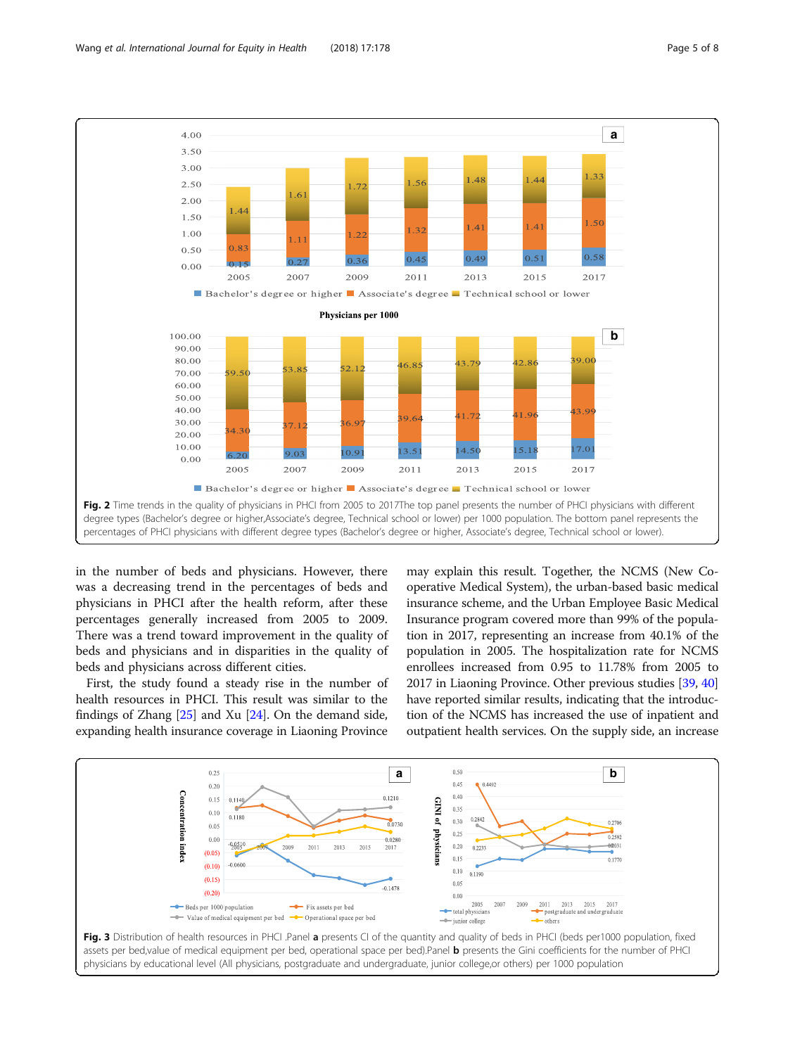**Fig. 2** Time trends in the quality of physicians in PHCI from 2005 to 2017The top panel presents the number of PHCI physicians with different degree types (Bachelor's degree or higher,Associate's degree, Technical school or lower) per 1000 population. The bottom panel represents the percentages of PHCI physicians with different degree types (Bachelor's degree or higher, Associate's degree, Technical school or lower).

in the number of beds and physicians. However, there was a decreasing trend in the percentages of beds and physicians in PHCI after the health reform, after these percentages generally increased from 2005 to 2009. There was a trend toward improvement in the quality of beds and physicians and in disparities in the quality of beds and physicians across different cities.

First, the study found a steady rise in the number of health resources in PHCI. This result was similar to the findings of Zhang [25] and Xu [24]. On the demand side, expanding health insurance coverage in Liaoning Province may explain this result. Together, the NCMS (New Co-operative Medical System), the urban-based basic medical insurance scheme, and the Urban Employee Basic Medical Insurance program covered more than 99% of the population in 2017, representing an increase from 40.1% of the population in 2005. The hospitalization rate for NCMS enrollees increased from 0.95 to 11.78% from 2005 to 2017 in Liaoning Province. Other previous studies [39, 40] have reported similar results, indicating that the introduction of the NCMS has increased the use of inpatient and outpatient health services. On the supply side, an increase

**Fig. 3** Distribution of health resources in PHCI .Panel **a** presents CI of the quantity and quality of beds in PHCI (beds per1000 population, fixed assets per bed,value of medical equipment per bed, operational space per bed).Panel **b** presents the Gini coefficients for the number of PHCI physicians by educational level (All physicians, postgraduate and undergraduate, junior college,or others) per 1000 population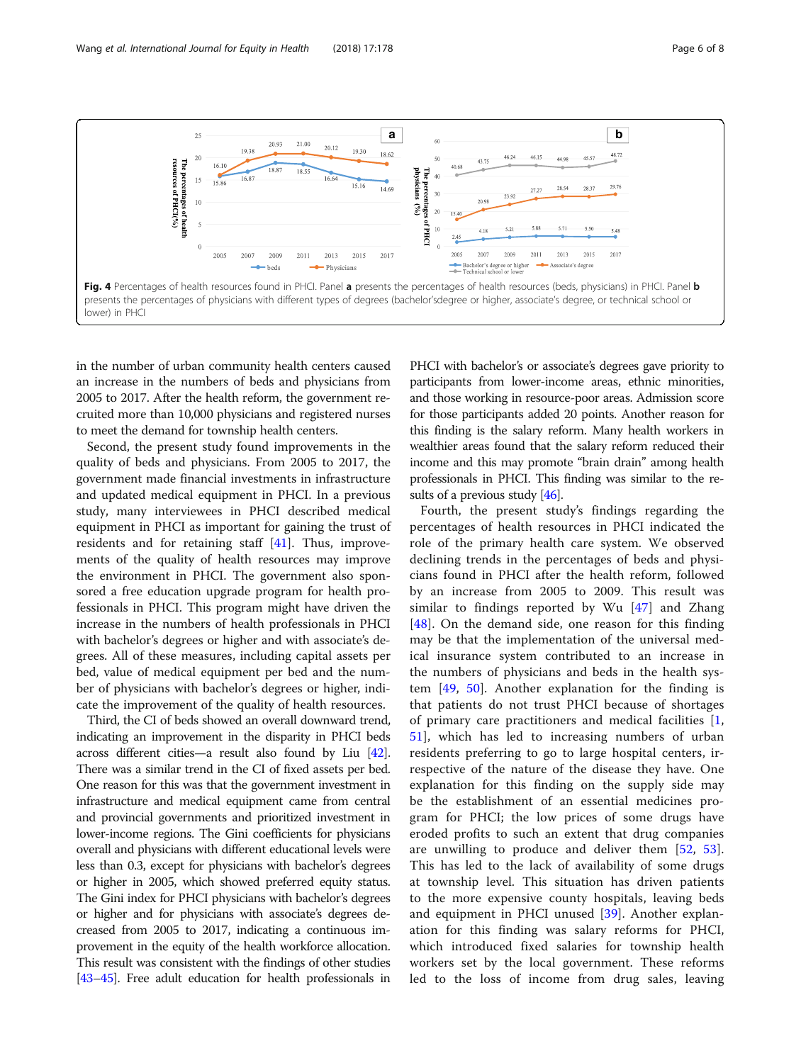Fig. 4 Percentages of health resources found in PHCI. Panel **a** presents the percentages of health resources (beds, physicians) in PHCI. Panel **b** presents the percentages of physicians with different types of degrees (bachelor'sdegree or higher, associate's degree, or technical school or lower) in PHCI

in the number of urban community health centers caused an increase in the numbers of beds and physicians from 2005 to 2017. After the health reform, the government recruited more than 10,000 physicians and registered nurses to meet the demand for township health centers.

Second, the present study found improvements in the quality of beds and physicians. From 2005 to 2017, the government made financial investments in infrastructure and updated medical equipment in PHCI. In a previous study, many interviewees in PHCI described medical equipment in PHCI as important for gaining the trust of residents and for retaining staff [41]. Thus, improvements of the quality of health resources may improve the environment in PHCI. The government also sponsored a free education upgrade program for health professionals in PHCI. This program might have driven the increase in the numbers of health professionals in PHCI with bachelor's degrees or higher and with associate's degrees. All of these measures, including capital assets per bed, value of medical equipment per bed and the number of physicians with bachelor's degrees or higher, indicate the improvement of the quality of health resources.

Third, the CI of beds showed an overall downward trend, indicating an improvement in the disparity in PHCI beds across different cities—a result also found by Liu [42]. There was a similar trend in the CI of fixed assets per bed. One reason for this was that the government investment in infrastructure and medical equipment came from central and provincial governments and prioritized investment in lower-income regions. The Gini coefficients for physicians overall and physicians with different educational levels were less than 0.3, except for physicians with bachelor's degrees or higher in 2005, which showed preferred equity status. The Gini index for PHCI physicians with bachelor's degrees or higher and for physicians with associate's degrees decreased from 2005 to 2017, indicating a continuous improvement in the equity of the health workforce allocation. This result was consistent with the findings of other studies [43–45]. Free adult education for health professionals in PHCI with bachelor's or associate's degrees gave priority to participants from lower-income areas, ethnic minorities, and those working in resource-poor areas. Admission score for those participants added 20 points. Another reason for this finding is the salary reform. Many health workers in wealthier areas found that the salary reform reduced their income and this may promote "brain drain" among health professionals in PHCI. This finding was similar to the results of a previous study [46].

Fourth, the present study's findings regarding the percentages of health resources in PHCI indicated the role of the primary health care system. We observed declining trends in the percentages of beds and physicians found in PHCI after the health reform, followed by an increase from 2005 to 2009. This result was similar to findings reported by Wu [47] and Zhang [48]. On the demand side, one reason for this finding may be that the implementation of the universal medical insurance system contributed to an increase in the numbers of physicians and beds in the health system [49, 50]. Another explanation for the finding is that patients do not trust PHCI because of shortages of primary care practitioners and medical facilities [1, 51], which has led to increasing numbers of urban residents preferring to go to large hospital centers, irrespective of the nature of the disease they have. One explanation for this finding on the supply side may be the establishment of an essential medicines program for PHCI; the low prices of some drugs have eroded profits to such an extent that drug companies are unwilling to produce and deliver them [52, 53]. This has led to the lack of availability of some drugs at township level. This situation has driven patients to the more expensive county hospitals, leaving beds and equipment in PHCI unused [39]. Another explanation for this finding was salary reforms for PHCI, which introduced fixed salaries for township health workers set by the local government. These reforms led to the loss of income from drug sales, leaving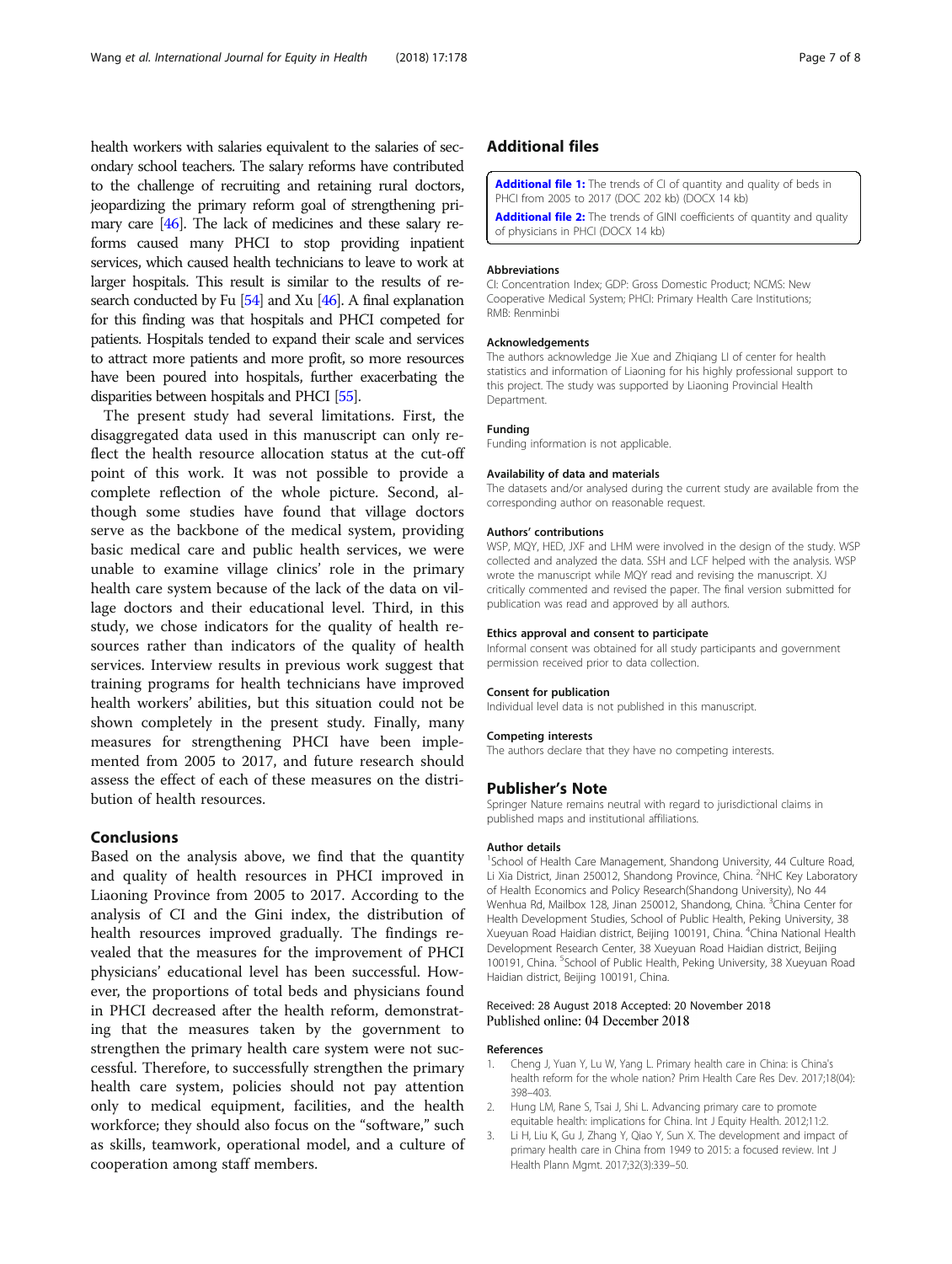health workers with salaries equivalent to the salaries of secondary school teachers. The salary reforms have contributed to the challenge of recruiting and retaining rural doctors, jeopardizing the primary reform goal of strengthening primary care [46]. The lack of medicines and these salary reforms caused many PHCI to stop providing inpatient services, which caused health technicians to leave to work at larger hospitals. This result is similar to the results of research conducted by Fu [54] and Xu [46]. A final explanation for this finding was that hospitals and PHCI competed for patients. Hospitals tended to expand their scale and services to attract more patients and more profit, so more resources have been poured into hospitals, further exacerbating the disparities between hospitals and PHCI [55].

The present study had several limitations. First, the disaggregated data used in this manuscript can only reflect the health resource allocation status at the cut-off point of this work. It was not possible to provide a complete reflection of the whole picture. Second, although some studies have found that village doctors serve as the backbone of the medical system, providing basic medical care and public health services, we were unable to examine village clinics' role in the primary health care system because of the lack of the data on village doctors and their educational level. Third, in this study, we chose indicators for the quality of health resources rather than indicators of the quality of health services. Interview results in previous work suggest that training programs for health technicians have improved health workers' abilities, but this situation could not be shown completely in the present study. Finally, many measures for strengthening PHCI have been implemented from 2005 to 2017, and future research should assess the effect of each of these measures on the distribution of health resources.

## Conclusions

Based on the analysis above, we find that the quantity and quality of health resources in PHCI improved in Liaoning Province from 2005 to 2017. According to the analysis of CI and the Gini index, the distribution of health resources improved gradually. The findings revealed that the measures for the improvement of PHCI physicians' educational level has been successful. However, the proportions of total beds and physicians found in PHCI decreased after the health reform, demonstrating that the measures taken by the government to strengthen the primary health care system were not successful. Therefore, to successfully strengthen the primary health care system, policies should not pay attention only to medical equipment, facilities, and the health workforce; they should also focus on the "software," such as skills, teamwork, operational model, and a culture of cooperation among staff members.

## Additional files

**Additional file 1:** The trends of CI of quantity and quality of beds in PHCI from 2005 to 2017 (DOC 202 kb) (DOCX 14 kb)

**Additional file 2:** The trends of GINI coefficients of quantity and quality of physicians in PHCI (DOCX 14 kb)

#### Abbreviations

CI: Concentration Index; GDP: Gross Domestic Product; NCMS: New Cooperative Medical System; PHCI: Primary Health Care Institutions; RMB: Renminbi

#### Acknowledgements

The authors acknowledge Jie Xue and Zhiqiang LI of center for health statistics and information of Liaoning for his highly professional support to this project. The study was supported by Liaoning Provincial Health Department.

#### Funding

Funding information is not applicable.

#### Availability of data and materials

The datasets and/or analysed during the current study are available from the corresponding author on reasonable request.

#### Authors' contributions

WSP, MQY, HED, JXF and LHM were involved in the design of the study. WSP collected and analyzed the data. SSH and LCF helped with the analysis. WSP wrote the manuscript while MQY read and revising the manuscript. XJ critically commented and revised the paper. The final version submitted for publication was read and approved by all authors.

#### Ethics approval and consent to participate

Informal consent was obtained for all study participants and government permission received prior to data collection.

#### Consent for publication

Individual level data is not published in this manuscript.

#### Competing interests

The authors declare that they have no competing interests.

## Publisher's Note

Springer Nature remains neutral with regard to jurisdictional claims in published maps and institutional affiliations.

#### Author details

[1]School of Health Care Management, Shandong University, 44 Culture Road, Li Xia District, Jinan 250012, Shandong Province, China. [2]NHC Key Laboratory of Health Economics and Policy Research(Shandong University), No 44 Wenhua Rd, Mailbox 128, Jinan 250012, Shandong, China. [3]China Center for Health Development Studies, School of Public Health, Peking University, 38 Xueyuan Road Haidian district, Beijing 100191, China. [4]China National Health Development Research Center, 38 Xueyuan Road Haidian district, Beijing 100191, China. [5]School of Public Health, Peking University, 38 Xueyuan Road Haidian district, Beijing 100191, China.

Received: 28 August 2018 Accepted: 20 November 2018
Published online: 04 December 2018

#### References

1. Cheng J, Yuan Y, Lu W, Yang L. Primary health care in China: is China's health reform for the whole nation? Prim Health Care Res Dev. 2017;18(04): 398–403.
2. Hung LM, Rane S, Tsai J, Shi L. Advancing primary care to promote equitable health: implications for China. Int J Equity Health. 2012;11:2.
3. Li H, Liu K, Gu J, Zhang Y, Qiao Y, Sun X. The development and impact of primary health care in China from 1949 to 2015: a focused review. Int J Health Plann Mgmt. 2017;32(3):339–50.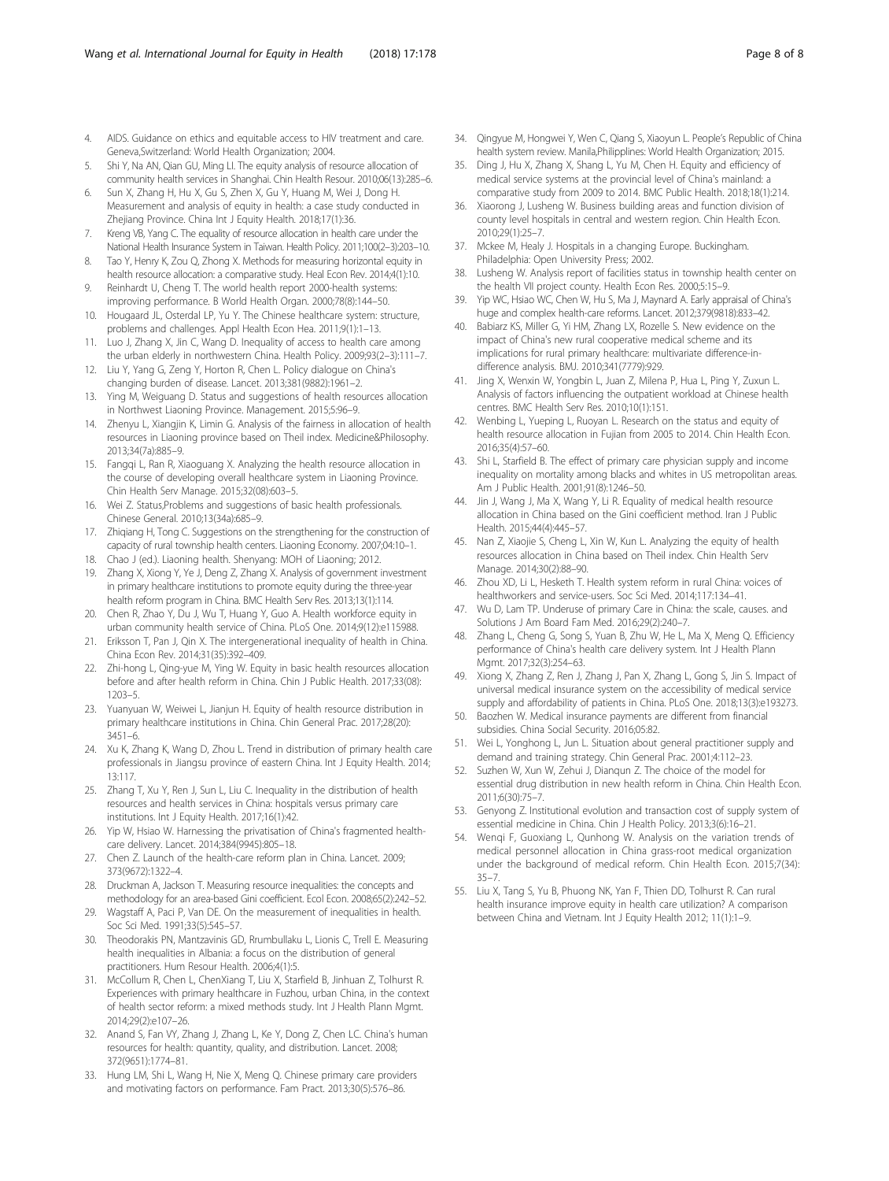4. AIDS. Guidance on ethics and equitable access to HIV treatment and care. Geneva,Switzerland: World Health Organization; 2004.
5. Shi Y, Na AN, Qian GU, Ming LI. The equity analysis of resource allocation of community health services in Shanghai. Chin Health Resour. 2010;06(13):285–6.
6. Sun X, Zhang H, Hu X, Gu S, Zhen X, Gu Y, Huang M, Wei J, Dong H. Measurement and analysis of equity in health: a case study conducted in Zhejiang Province. China Int J Equity Health. 2018;17(1):36.
7. Kreng VB, Yang C. The equality of resource allocation in health care under the National Health Insurance System in Taiwan. Health Policy. 2011;100(2–3):203–10.
8. Tao Y, Henry K, Zou Q, Zhong X. Methods for measuring horizontal equity in health resource allocation: a comparative study. Heal Econ Rev. 2014;4(1):10.
9. Reinhardt U, Cheng T. The world health report 2000-health systems: improving performance. B World Health Organ. 2000;78(8):144–50.
10. Hougaard JL, Osterdal LP, Yu Y. The Chinese healthcare system: structure, problems and challenges. Appl Health Econ Hea. 2011;9(1):1–13.
11. Luo J, Zhang X, Jin C, Wang D. Inequality of access to health care among the urban elderly in northwestern China. Health Policy. 2009;93(2–3):111–7.
12. Liu Y, Yang G, Zeng Y, Horton R, Chen L. Policy dialogue on China's changing burden of disease. Lancet. 2013;381(9882):1961–2.
13. Ying M, Weiguang D. Status and suggestions of health resources allocation in Northwest Liaoning Province. Management. 2015;5:96–9.
14. Zhenyu L, Xiangjin K, Limin G. Analysis of the fairness in allocation of health resources in Liaoning province based on Theil index. Medicine&Philosophy. 2013;34(7a):885–9.
15. Fangqi L, Ran R, Xiaoguang X. Analyzing the health resource allocation in the course of developing overall healthcare system in Liaoning Province. Chin Health Serv Manage. 2015;32(08):603–5.
16. Wei Z. Status,Problems and suggestions of basic health professionals. Chinese General. 2010;13(34a):685–9.
17. Zhiqiang H, Tong C. Suggestions on the strengthening for the construction of capacity of rural township health centers. Liaoning Economy. 2007;04:10–1.
18. Chao J (ed.). Liaoning health. Shenyang: MOH of Liaoning; 2012.
19. Zhang X, Xiong Y, Ye J, Deng Z, Zhang X. Analysis of government investment in primary healthcare institutions to promote equity during the three-year health reform program in China. BMC Health Serv Res. 2013;13(1):114.
20. Chen R, Zhao Y, Du J, Wu T, Huang Y, Guo A. Health workforce equity in urban community health service of China. PLoS One. 2014;9(12):e115988.
21. Eriksson T, Pan J, Qin X. The intergenerational inequality of health in China. China Econ Rev. 2014;31(35):392–409.
22. Zhi-hong L, Qing-yue M, Ying W. Equity in basic health resources allocation before and after health reform in China. Chin J Public Health. 2017;33(08): 1203–5.
23. Yuanyuan W, Weiwei L, Jianjun H. Equity of health resource distribution in primary healthcare institutions in China. Chin General Prac. 2017;28(20): 3451–6.
24. Xu K, Zhang K, Wang D, Zhou L. Trend in distribution of primary health care professionals in Jiangsu province of eastern China. Int J Equity Health. 2014; 13:117.
25. Zhang T, Xu Y, Ren J, Sun L, Liu C. Inequality in the distribution of health resources and health services in China: hospitals versus primary care institutions. Int J Equity Health. 2017;16(1):42.
26. Yip W, Hsiao W. Harnessing the privatisation of China's fragmented health-care delivery. Lancet. 2014;384(9945):805–18.
27. Chen Z. Launch of the health-care reform plan in China. Lancet. 2009; 373(9672):1322–4.
28. Druckman A, Jackson T. Measuring resource inequalities: the concepts and methodology for an area-based Gini coefficient. Ecol Econ. 2008;65(2):242–52.
29. Wagstaff A, Paci P, Van DE. On the measurement of inequalities in health. Soc Sci Med. 1991;33(5):545–57.
30. Theodorakis PN, Mantzavinis GD, Rrumbullaku L, Lionis C, Trell E. Measuring health inequalities in Albania: a focus on the distribution of general practitioners. Hum Resour Health. 2006;4(1):5.
31. McCollum R, Chen L, ChenXiang T, Liu X, Starfield B, Jinhuan Z, Tolhurst R. Experiences with primary healthcare in Fuzhou, urban China, in the context of health sector reform: a mixed methods study. Int J Health Plann Mgmt. 2014;29(2):e107–26.
32. Anand S, Fan VY, Zhang J, Zhang L, Ke Y, Dong Z, Chen LC. China's human resources for health: quantity, quality, and distribution. Lancet. 2008; 372(9651):1774–81.
33. Hung LM, Shi L, Wang H, Nie X, Meng Q. Chinese primary care providers and motivating factors on performance. Fam Pract. 2013;30(5):576–86.
34. Qingyue M, Hongwei Y, Wen C, Qiang S, Xiaoyun L. People's Republic of China health system review. Manila,Philipplines: World Health Organization; 2015.
35. Ding J, Hu X, Zhang X, Shang L, Yu M, Chen H. Equity and efficiency of medical service systems at the provincial level of China's mainland: a comparative study from 2009 to 2014. BMC Public Health. 2018;18(1):214.
36. Xiaorong J, Lusheng W. Business building areas and function division of county level hospitals in central and western region. Chin Health Econ. 2010;29(1):25–7.
37. Mckee M, Healy J. Hospitals in a changing Europe. Buckingham. Philadelphia: Open University Press; 2002.
38. Lusheng W. Analysis report of facilities status in township health center on the health VII project county. Health Econ Res. 2000;5:15–9.
39. Yip WC, Hsiao WC, Chen W, Hu S, Ma J, Maynard A. Early appraisal of China's huge and complex health-care reforms. Lancet. 2012;379(9818):833–42.
40. Babiarz KS, Miller G, Yi HM, Zhang LX, Rozelle S. New evidence on the impact of China's new rural cooperative medical scheme and its implications for rural primary healthcare: multivariate difference-in-difference analysis. BMJ. 2010;341(7779):929.
41. Jing X, Wenxin W, Yongbin L, Juan Z, Milena P, Hua L, Ping Y, Zuxun L. Analysis of factors influencing the outpatient workload at Chinese health centres. BMC Health Serv Res. 2010;10(1):151.
42. Wenbing L, Yueping L, Ruoyan L. Research on the status and equity of health resource allocation in Fujian from 2005 to 2014. Chin Health Econ. 2016;35(4):57–60.
43. Shi L, Starfield B. The effect of primary care physician supply and income inequality on mortality among blacks and whites in US metropolitan areas. Am J Public Health. 2001;91(8):1246–50.
44. Jin J, Wang J, Ma X, Wang Y, Li R. Equality of medical health resource allocation in China based on the Gini coefficient method. Iran J Public Health. 2015;44(4):445–57.
45. Nan Z, Xiaojie S, Cheng L, Xin W, Kun L. Analyzing the equity of health resources allocation in China based on Theil index. Chin Health Serv Manage. 2014;30(2):88–90.
46. Zhou XD, Li L, Hesketh T. Health system reform in rural China: voices of healthworkers and service-users. Soc Sci Med. 2014;117:134–41.
47. Wu D, Lam TP. Underuse of primary Care in China: the scale, causes. and Solutions J Am Board Fam Med. 2016;29(2):240–7.
48. Zhang L, Cheng G, Song S, Yuan B, Zhu W, He L, Ma X, Meng Q. Efficiency performance of China's health care delivery system. Int J Health Plann Mgmt. 2017;32(3):254–63.
49. Xiong X, Zhang Z, Ren J, Zhang J, Pan X, Zhang L, Gong S, Jin S. Impact of universal medical insurance system on the accessibility of medical service supply and affordability of patients in China. PLoS One. 2018;13(3):e193273.
50. Baozhen W. Medical insurance payments are different from financial subsidies. China Social Security. 2016;05:82.
51. Wei L, Yonghong L, Jun L. Situation about general practitioner supply and demand and training strategy. Chin General Prac. 2001;4:112–23.
52. Suzhen W, Xun W, Zehui J, Dianqun Z. The choice of the model for essential drug distribution in new health reform in China. Chin Health Econ. 2011;6(30):75–7.
53. Genyong Z. Institutional evolution and transaction cost of supply system of essential medicine in China. Chin J Health Policy. 2013;3(6):16–21.
54. Wenqi F, Guoxiang L, Qunhong W. Analysis on the variation trends of medical personnel allocation in China grass-root medical organization under the background of medical reform. Chin Health Econ. 2015;7(34): 35–7.
55. Liu X, Tang S, Yu B, Phuong NK, Yan F, Thien DD, Tolhurst R. Can rural health insurance improve equity in health care utilization? A comparison between China and Vietnam. Int J Equity Health 2012; 11(1):1–9.